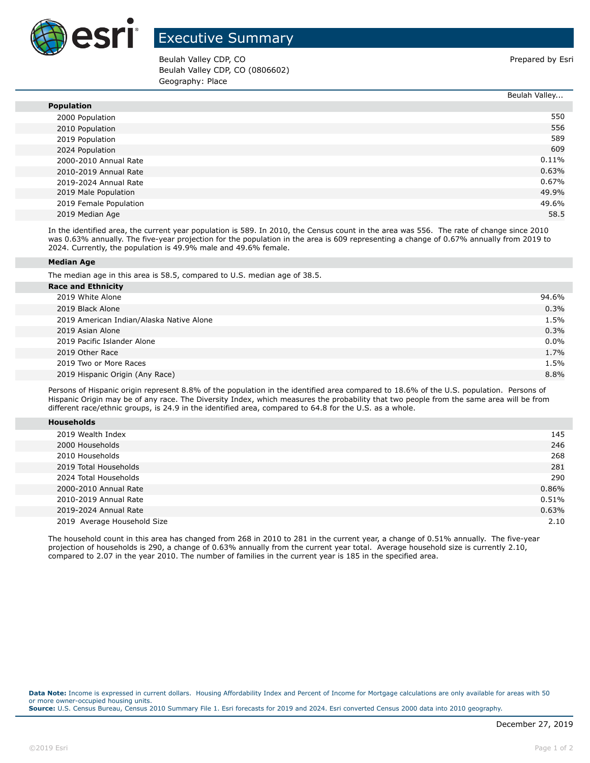# Executive Summary

Beulah Valley CDP, CO
Beulah Valley CDP, CO (0806602)
Geography: Place

Prepared by Esri

| | Beulah Valley... |
|---|---|
| **Population** | |
| 2000 Population | 550 |
| 2010 Population | 556 |
| 2019 Population | 589 |
| 2024 Population | 609 |
| 2000-2010 Annual Rate | 0.11% |
| 2010-2019 Annual Rate | 0.63% |
| 2019-2024 Annual Rate | 0.67% |
| 2019 Male Population | 49.9% |
| 2019 Female Population | 49.6% |
| 2019 Median Age | 58.5 |

In the identified area, the current year population is 589. In 2010, the Census count in the area was 556. The rate of change since 2010 was 0.63% annually. The five-year projection for the population in the area is 609 representing a change of 0.67% annually from 2019 to 2024. Currently, the population is 49.9% male and 49.6% female.

**Median Age**

The median age in this area is 58.5, compared to U.S. median age of 38.5.

| | |
|---|---|
| **Race and Ethnicity** | |
| 2019 White Alone | 94.6% |
| 2019 Black Alone | 0.3% |
| 2019 American Indian/Alaska Native Alone | 1.5% |
| 2019 Asian Alone | 0.3% |
| 2019 Pacific Islander Alone | 0.0% |
| 2019 Other Race | 1.7% |
| 2019 Two or More Races | 1.5% |
| 2019 Hispanic Origin (Any Race) | 8.8% |

Persons of Hispanic origin represent 8.8% of the population in the identified area compared to 18.6% of the U.S. population. Persons of Hispanic Origin may be of any race. The Diversity Index, which measures the probability that two people from the same area will be from different race/ethnic groups, is 24.9 in the identified area, compared to 64.8 for the U.S. as a whole.

| | |
|---|---|
| **Households** | |
| 2019 Wealth Index | 145 |
| 2000 Households | 246 |
| 2010 Households | 268 |
| 2019 Total Households | 281 |
| 2024 Total Households | 290 |
| 2000-2010 Annual Rate | 0.86% |
| 2010-2019 Annual Rate | 0.51% |
| 2019-2024 Annual Rate | 0.63% |
| 2019 Average Household Size | 2.10 |

The household count in this area has changed from 268 in 2010 to 281 in the current year, a change of 0.51% annually. The five-year projection of households is 290, a change of 0.63% annually from the current year total. Average household size is currently 2.10, compared to 2.07 in the year 2010. The number of families in the current year is 185 in the specified area.

**Data Note:** Income is expressed in current dollars. Housing Affordability Index and Percent of Income for Mortgage calculations are only available for areas with 50 or more owner-occupied housing units.
**Source:** U.S. Census Bureau, Census 2010 Summary File 1. Esri forecasts for 2019 and 2024. Esri converted Census 2000 data into 2010 geography.

December 27, 2019

©2019 Esri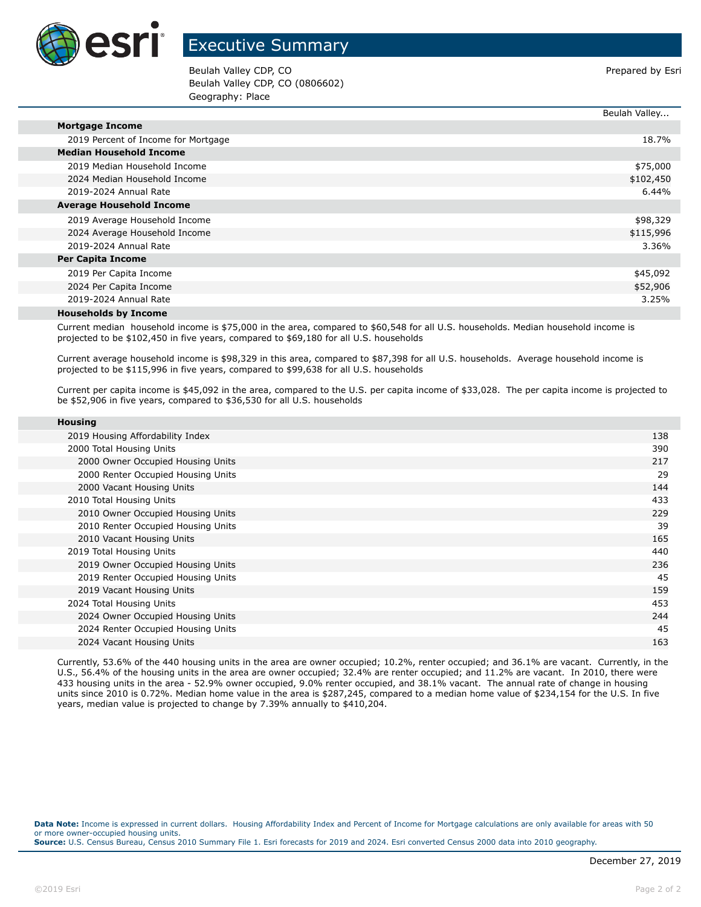# Executive Summary

Beulah Valley CDP, CO
Beulah Valley CDP, CO (0806602)
Geography: Place

Prepared by Esri

| | Beulah Valley... |
|---|---|
| **Mortgage Income** | |
| 2019 Percent of Income for Mortgage | 18.7% |
| **Median Household Income** | |
| 2019 Median Household Income | $75,000 |
| 2024 Median Household Income | $102,450 |
| 2019-2024 Annual Rate | 6.44% |
| **Average Household Income** | |
| 2019 Average Household Income | $98,329 |
| 2024 Average Household Income | $115,996 |
| 2019-2024 Annual Rate | 3.36% |
| **Per Capita Income** | |
| 2019 Per Capita Income | $45,092 |
| 2024 Per Capita Income | $52,906 |
| 2019-2024 Annual Rate | 3.25% |
| **Households by Income** | |

Current median household income is $75,000 in the area, compared to $60,548 for all U.S. households. Median household income is projected to be $102,450 in five years, compared to $69,180 for all U.S. households

Current average household income is $98,329 in this area, compared to $87,398 for all U.S. households. Average household income is projected to be $115,996 in five years, compared to $99,638 for all U.S. households

Current per capita income is $45,092 in the area, compared to the U.S. per capita income of $33,028. The per capita income is projected to be $52,906 in five years, compared to $36,530 for all U.S. households

| | |
|---|---|
| **Housing** | |
| 2019 Housing Affordability Index | 138 |
| 2000 Total Housing Units | 390 |
| 2000 Owner Occupied Housing Units | 217 |
| 2000 Renter Occupied Housing Units | 29 |
| 2000 Vacant Housing Units | 144 |
| 2010 Total Housing Units | 433 |
| 2010 Owner Occupied Housing Units | 229 |
| 2010 Renter Occupied Housing Units | 39 |
| 2010 Vacant Housing Units | 165 |
| 2019 Total Housing Units | 440 |
| 2019 Owner Occupied Housing Units | 236 |
| 2019 Renter Occupied Housing Units | 45 |
| 2019 Vacant Housing Units | 159 |
| 2024 Total Housing Units | 453 |
| 2024 Owner Occupied Housing Units | 244 |
| 2024 Renter Occupied Housing Units | 45 |
| 2024 Vacant Housing Units | 163 |

Currently, 53.6% of the 440 housing units in the area are owner occupied; 10.2%, renter occupied; and 36.1% are vacant. Currently, in the U.S., 56.4% of the housing units in the area are owner occupied; 32.4% are renter occupied; and 11.2% are vacant. In 2010, there were 433 housing units in the area - 52.9% owner occupied, 9.0% renter occupied, and 38.1% vacant. The annual rate of change in housing units since 2010 is 0.72%. Median home value in the area is $287,245, compared to a median home value of $234,154 for the U.S. In five years, median value is projected to change by 7.39% annually to $410,204.

**Data Note:** Income is expressed in current dollars. Housing Affordability Index and Percent of Income for Mortgage calculations are only available for areas with 50 or more owner-occupied housing units.
**Source:** U.S. Census Bureau, Census 2010 Summary File 1. Esri forecasts for 2019 and 2024. Esri converted Census 2000 data into 2010 geography.

December 27, 2019

©2019 Esri